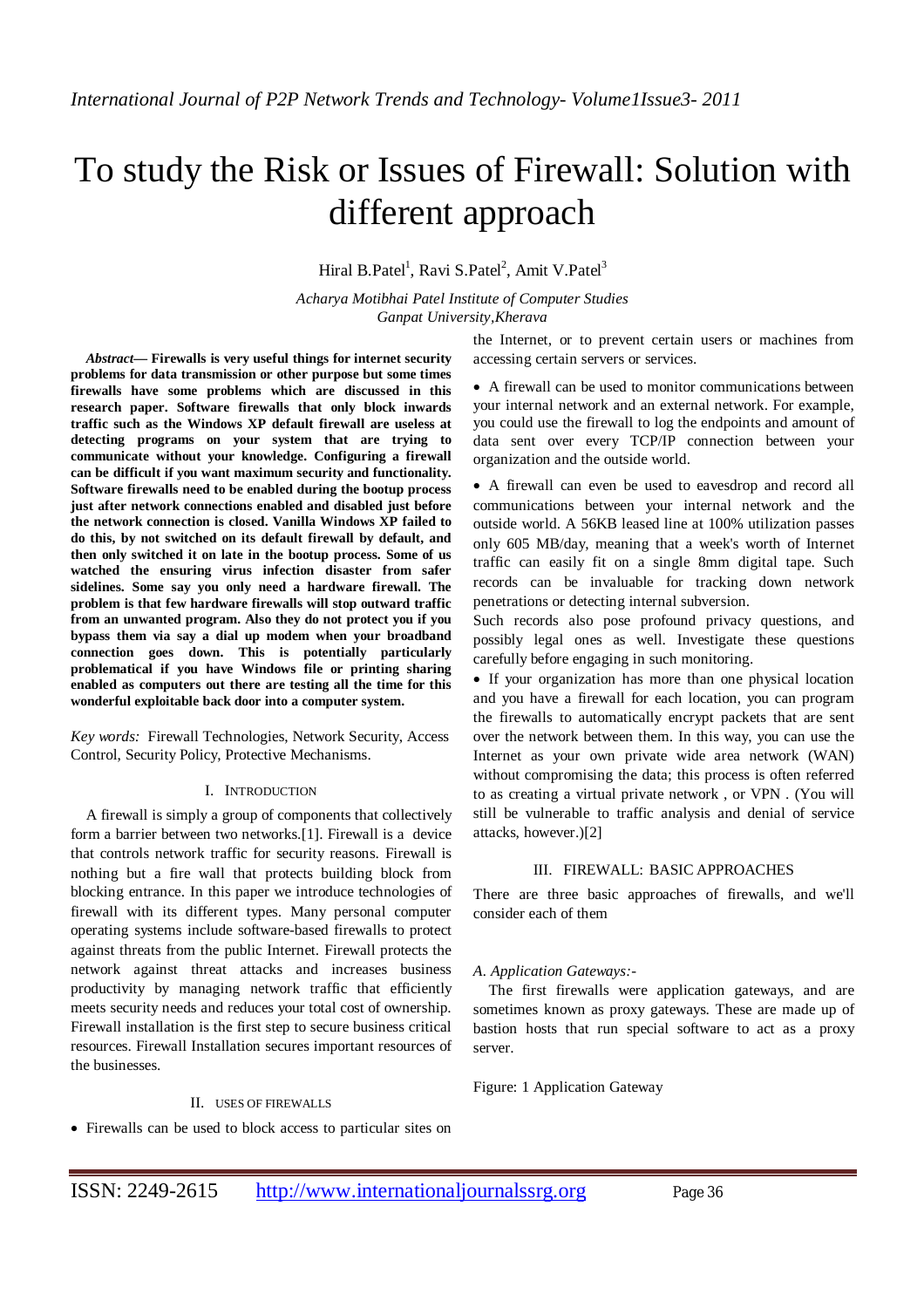# To study the Risk or Issues of Firewall: Solution with different approach

Hiral B.Patel[1], Ravi S.Patel[2], Amit V.Patel[3]

*Acharya Motibhai Patel Institute of Computer Studies*
*Ganpat University,Kherava*

***Abstract*— Firewalls is very useful things for internet security problems for data transmission or other purpose but some times firewalls have some problems which are discussed in this research paper. Software firewalls that only block inwards traffic such as the Windows XP default firewall are useless at detecting programs on your system that are trying to communicate without your knowledge. Configuring a firewall can be difficult if you want maximum security and functionality. Software firewalls need to be enabled during the bootup process just after network connections enabled and disabled just before the network connection is closed. Vanilla Windows XP failed to do this, by not switched on its default firewall by default, and then only switched it on late in the bootup process. Some of us watched the ensuring virus infection disaster from safer sidelines. Some say you only need a hardware firewall. The problem is that few hardware firewalls will stop outward traffic from an unwanted program. Also they do not protect you if you bypass them via say a dial up modem when your broadband connection goes down. This is potentially particularly problematical if you have Windows file or printing sharing enabled as computers out there are testing all the time for this wonderful exploitable back door into a computer system.**

*Key words:* Firewall Technologies, Network Security, Access Control, Security Policy, Protective Mechanisms.

## I. Introduction

A firewall is simply a group of components that collectively form a barrier between two networks.[1]. Firewall is a device that controls network traffic for security reasons. Firewall is nothing but a fire wall that protects building block from blocking entrance. In this paper we introduce technologies of firewall with its different types. Many personal computer operating systems include software-based firewalls to protect against threats from the public Internet. Firewall protects the network against threat attacks and increases business productivity by managing network traffic that efficiently meets security needs and reduces your total cost of ownership. Firewall installation is the first step to secure business critical resources. Firewall Installation secures important resources of the businesses.

## II. Uses of Firewalls

- Firewalls can be used to block access to particular sites on the Internet, or to prevent certain users or machines from accessing certain servers or services.
- A firewall can be used to monitor communications between your internal network and an external network. For example, you could use the firewall to log the endpoints and amount of data sent over every TCP/IP connection between your organization and the outside world.
- A firewall can even be used to eavesdrop and record all communications between your internal network and the outside world. A 56KB leased line at 100% utilization passes only 605 MB/day, meaning that a week's worth of Internet traffic can easily fit on a single 8mm digital tape. Such records can be invaluable for tracking down network penetrations or detecting internal subversion.

Such records also pose profound privacy questions, and possibly legal ones as well. Investigate these questions carefully before engaging in such monitoring.

- If your organization has more than one physical location and you have a firewall for each location, you can program the firewalls to automatically encrypt packets that are sent over the network between them. In this way, you can use the Internet as your own private wide area network (WAN) without compromising the data; this process is often referred to as creating a virtual private network , or VPN . (You will still be vulnerable to traffic analysis and denial of service attacks, however.)[2]

## III. Firewall: Basic Approaches

There are three basic approaches of firewalls, and we'll consider each of them

### *A. Application Gateways:-*

The first firewalls were application gateways, and are sometimes known as proxy gateways. These are made up of bastion hosts that run special software to act as a proxy server.

Figure: 1 Application Gateway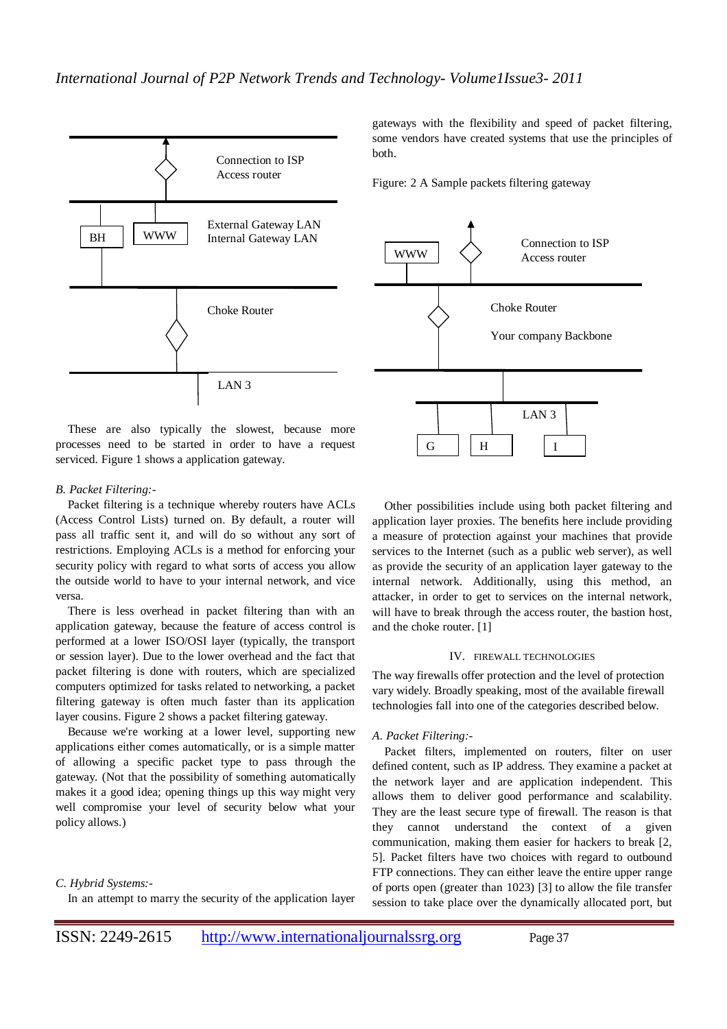Connection to ISP Access router

BH WWW External Gateway LAN Internal Gateway LAN

Choke Router

LAN 3

These are also typically the slowest, because more processes need to be started in order to have a request serviced. Figure 1 shows a application gateway.

*B. Packet Filtering:-*

Packet filtering is a technique whereby routers have ACLs (Access Control Lists) turned on. By default, a router will pass all traffic sent it, and will do so without any sort of restrictions. Employing ACLs is a method for enforcing your security policy with regard to what sorts of access you allow the outside world to have to your internal network, and vice versa.

There is less overhead in packet filtering than with an application gateway, because the feature of access control is performed at a lower ISO/OSI layer (typically, the transport or session layer). Due to the lower overhead and the fact that packet filtering is done with routers, which are specialized computers optimized for tasks related to networking, a packet filtering gateway is often much faster than its application layer cousins. Figure 2 shows a packet filtering gateway.

Because we're working at a lower level, supporting new applications either comes automatically, or is a simple matter of allowing a specific packet type to pass through the gateway. (Not that the possibility of something automatically makes it a good idea; opening things up this way might very well compromise your level of security below what your policy allows.)

*C. Hybrid Systems:-*

In an attempt to marry the security of the application layer gateways with the flexibility and speed of packet filtering, some vendors have created systems that use the principles of both.

Figure: 2 A Sample packets filtering gateway

WWW Connection to ISP Access router

Choke Router

Your company Backbone

LAN 3

G H I

Other possibilities include using both packet filtering and application layer proxies. The benefits here include providing a measure of protection against your machines that provide services to the Internet (such as a public web server), as well as provide the security of an application layer gateway to the internal network. Additionally, using this method, an attacker, in order to get to services on the internal network, will have to break through the access router, the bastion host, and the choke router. [1]

## IV. FIREWALL TECHNOLOGIES

The way firewalls offer protection and the level of protection vary widely. Broadly speaking, most of the available firewall technologies fall into one of the categories described below.

*A. Packet Filtering:-*

Packet filters, implemented on routers, filter on user defined content, such as IP address. They examine a packet at the network layer and are application independent. This allows them to deliver good performance and scalability. They are the least secure type of firewall. The reason is that they cannot understand the context of a given communication, making them easier for hackers to break [2, 5]. Packet filters have two choices with regard to outbound FTP connections. They can either leave the entire upper range of ports open (greater than 1023) [3] to allow the file transfer session to take place over the dynamically allocated port, but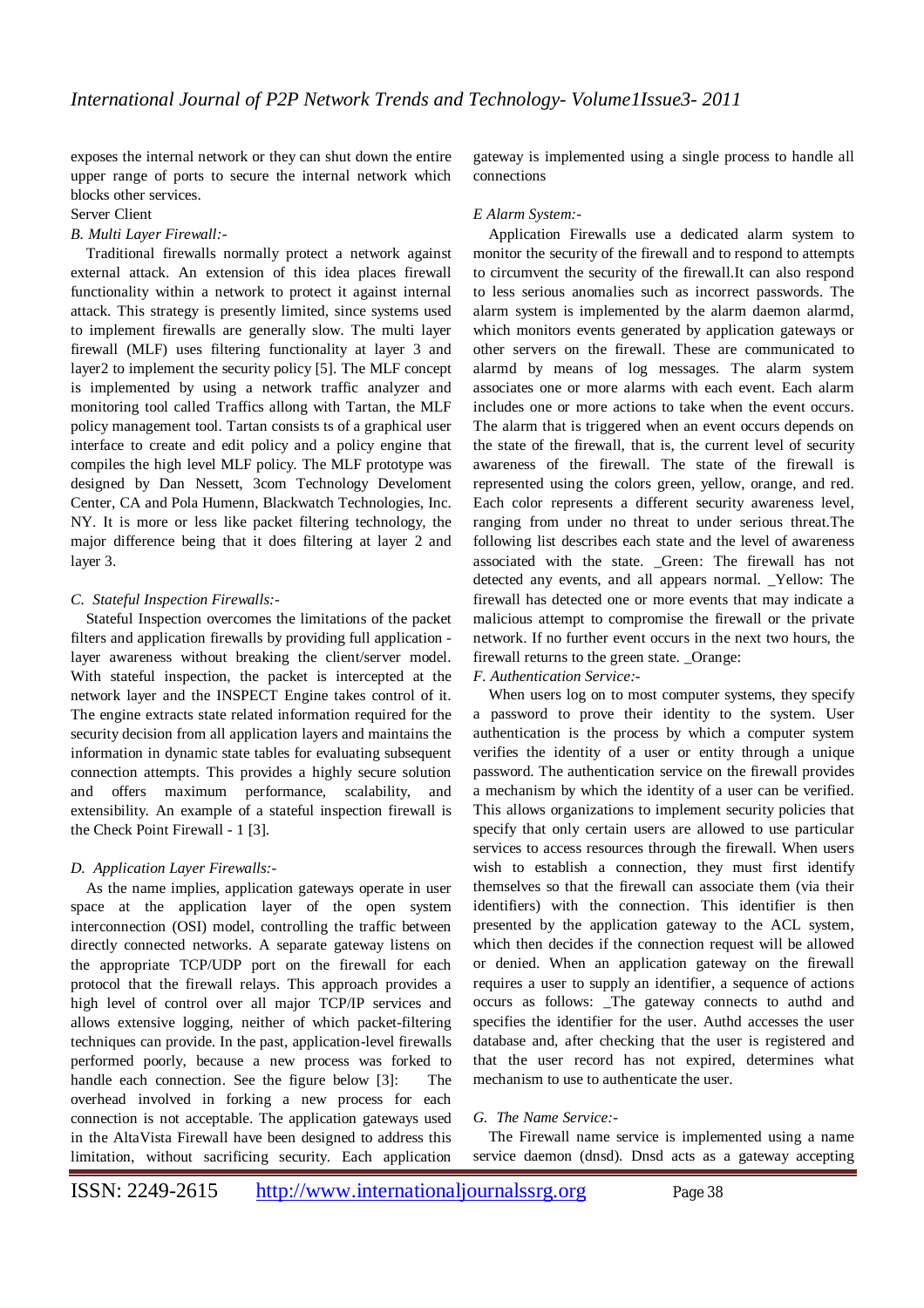exposes the internal network or they can shut down the entire upper range of ports to secure the internal network which blocks other services.

Server Client

*B. Multi Layer Firewall:-*

Traditional firewalls normally protect a network against external attack. An extension of this idea places firewall functionality within a network to protect it against internal attack. This strategy is presently limited, since systems used to implement firewalls are generally slow. The multi layer firewall (MLF) uses filtering functionality at layer 3 and layer2 to implement the security policy [5]. The MLF concept is implemented by using a network traffic analyzer and monitoring tool called Traffics allong with Tartan, the MLF policy management tool. Tartan consists ts of a graphical user interface to create and edit policy and a policy engine that compiles the high level MLF policy. The MLF prototype was designed by Dan Nessett, 3com Technology Develoment Center, CA and Pola Humenn, Blackwatch Technologies, Inc. NY. It is more or less like packet filtering technology, the major difference being that it does filtering at layer 2 and layer 3.

*C. Stateful Inspection Firewalls:-*

Stateful Inspection overcomes the limitations of the packet filters and application firewalls by providing full application - layer awareness without breaking the client/server model. With stateful inspection, the packet is intercepted at the network layer and the INSPECT Engine takes control of it. The engine extracts state related information required for the security decision from all application layers and maintains the information in dynamic state tables for evaluating subsequent connection attempts. This provides a highly secure solution and offers maximum performance, scalability, and extensibility. An example of a stateful inspection firewall is the Check Point Firewall - 1 [3].

*D. Application Layer Firewalls:-*

As the name implies, application gateways operate in user space at the application layer of the open system interconnection (OSI) model, controlling the traffic between directly connected networks. A separate gateway listens on the appropriate TCP/UDP port on the firewall for each protocol that the firewall relays. This approach provides a high level of control over all major TCP/IP services and allows extensive logging, neither of which packet-filtering techniques can provide. In the past, application-level firewalls performed poorly, because a new process was forked to handle each connection. See the figure below [3]: The overhead involved in forking a new process for each connection is not acceptable. The application gateways used in the AltaVista Firewall have been designed to address this limitation, without sacrificing security. Each application gateway is implemented using a single process to handle all connections

*E Alarm System:-*

Application Firewalls use a dedicated alarm system to monitor the security of the firewall and to respond to attempts to circumvent the security of the firewall.It can also respond to less serious anomalies such as incorrect passwords. The alarm system is implemented by the alarm daemon alarmd, which monitors events generated by application gateways or other servers on the firewall. These are communicated to alarmd by means of log messages. The alarm system associates one or more alarms with each event. Each alarm includes one or more actions to take when the event occurs. The alarm that is triggered when an event occurs depends on the state of the firewall, that is, the current level of security awareness of the firewall. The state of the firewall is represented using the colors green, yellow, orange, and red. Each color represents a different security awareness level, ranging from under no threat to under serious threat.The following list describes each state and the level of awareness associated with the state. _Green: The firewall has not detected any events, and all appears normal. _Yellow: The firewall has detected one or more events that may indicate a malicious attempt to compromise the firewall or the private network. If no further event occurs in the next two hours, the firewall returns to the green state. _Orange:

*F. Authentication Service:-*

When users log on to most computer systems, they specify a password to prove their identity to the system. User authentication is the process by which a computer system verifies the identity of a user or entity through a unique password. The authentication service on the firewall provides a mechanism by which the identity of a user can be verified. This allows organizations to implement security policies that specify that only certain users are allowed to use particular services to access resources through the firewall. When users wish to establish a connection, they must first identify themselves so that the firewall can associate them (via their identifiers) with the connection. This identifier is then presented by the application gateway to the ACL system, which then decides if the connection request will be allowed or denied. When an application gateway on the firewall requires a user to supply an identifier, a sequence of actions occurs as follows: _The gateway connects to authd and specifies the identifier for the user. Authd accesses the user database and, after checking that the user is registered and that the user record has not expired, determines what mechanism to use to authenticate the user.

*G. The Name Service:-*

The Firewall name service is implemented using a name service daemon (dnsd). Dnsd acts as a gateway accepting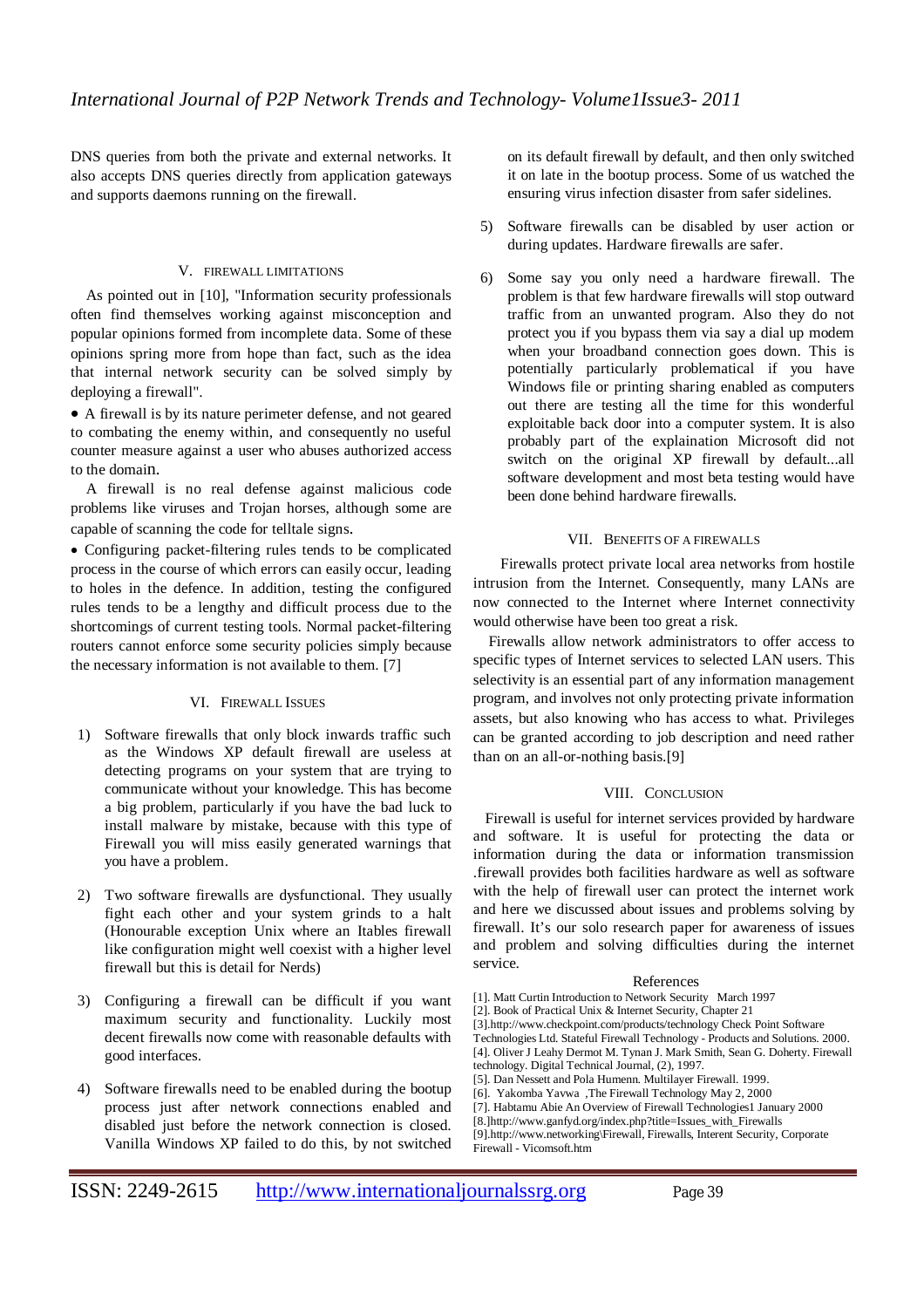DNS queries from both the private and external networks. It also accepts DNS queries directly from application gateways and supports daemons running on the firewall.

## V. Firewall Limitations

As pointed out in [10], "Information security professionals often find themselves working against misconception and popular opinions formed from incomplete data. Some of these opinions spring more from hope than fact, such as the idea that internal network security can be solved simply by deploying a firewall".

- A firewall is by its nature perimeter defense, and not geared to combating the enemy within, and consequently no useful counter measure against a user who abuses authorized access to the domain.

A firewall is no real defense against malicious code problems like viruses and Trojan horses, although some are capable of scanning the code for telltale signs.

- Configuring packet-filtering rules tends to be complicated process in the course of which errors can easily occur, leading to holes in the defence. In addition, testing the configured rules tends to be a lengthy and difficult process due to the shortcomings of current testing tools. Normal packet-filtering routers cannot enforce some security policies simply because the necessary information is not available to them. [7]

## VI. Firewall Issues

1) Software firewalls that only block inwards traffic such as the Windows XP default firewall are useless at detecting programs on your system that are trying to communicate without your knowledge. This has become a big problem, particularly if you have the bad luck to install malware by mistake, because with this type of Firewall you will miss easily generated warnings that you have a problem.

2) Two software firewalls are dysfunctional. They usually fight each other and your system grinds to a halt (Honourable exception Unix where an Itables firewall like configuration might well coexist with a higher level firewall but this is detail for Nerds)

3) Configuring a firewall can be difficult if you want maximum security and functionality. Luckily most decent firewalls now come with reasonable defaults with good interfaces.

4) Software firewalls need to be enabled during the bootup process just after network connections enabled and disabled just before the network connection is closed. Vanilla Windows XP failed to do this, by not switched on its default firewall by default, and then only switched it on late in the bootup process. Some of us watched the ensuring virus infection disaster from safer sidelines.

5) Software firewalls can be disabled by user action or during updates. Hardware firewalls are safer.

6) Some say you only need a hardware firewall. The problem is that few hardware firewalls will stop outward traffic from an unwanted program. Also they do not protect you if you bypass them via say a dial up modem when your broadband connection goes down. This is potentially particularly problematical if you have Windows file or printing sharing enabled as computers out there are testing all the time for this wonderful exploitable back door into a computer system. It is also probably part of the explaination Microsoft did not switch on the original XP firewall by default...all software development and most beta testing would have been done behind hardware firewalls.

## VII. Benefits of a Firewalls

Firewalls protect private local area networks from hostile intrusion from the Internet. Consequently, many LANs are now connected to the Internet where Internet connectivity would otherwise have been too great a risk.

Firewalls allow network administrators to offer access to specific types of Internet services to selected LAN users. This selectivity is an essential part of any information management program, and involves not only protecting private information assets, but also knowing who has access to what. Privileges can be granted according to job description and need rather than on an all-or-nothing basis.[9]

## VIII. Conclusion

Firewall is useful for internet services provided by hardware and software. It is useful for protecting the data or information during the data or information transmission .firewall provides both facilities hardware as well as software with the help of firewall user can protect the internet work and here we discussed about issues and problems solving by firewall. It's our solo research paper for awareness of issues and problem and solving difficulties during the internet service.

## References

[1]. Matt Curtin Introduction to Network Security March 1997

[2]. Book of Practical Unix & Internet Security, Chapter 21

[3].http://www.checkpoint.com/products/technology Check Point Software Technologies Ltd. Stateful Firewall Technology - Products and Solutions. 2000.

[4]. Oliver J Leahy Dermot M. Tynan J. Mark Smith, Sean G. Doherty. Firewall technology. Digital Technical Journal, (2), 1997.

[5]. Dan Nessett and Pola Humenn. Multilayer Firewall. 1999.

[6]. Yakomba Yavwa ,The Firewall Technology May 2, 2000

[7]. Habtamu Abie An Overview of Firewall Technologies1 January 2000

[8.]http://www.ganfyd.org/index.php?title=Issues_with_Firewalls

[9].http://www.networking\Firewall, Firewalls, Interent Security, Corporate Firewall - Vicomsoft.htm